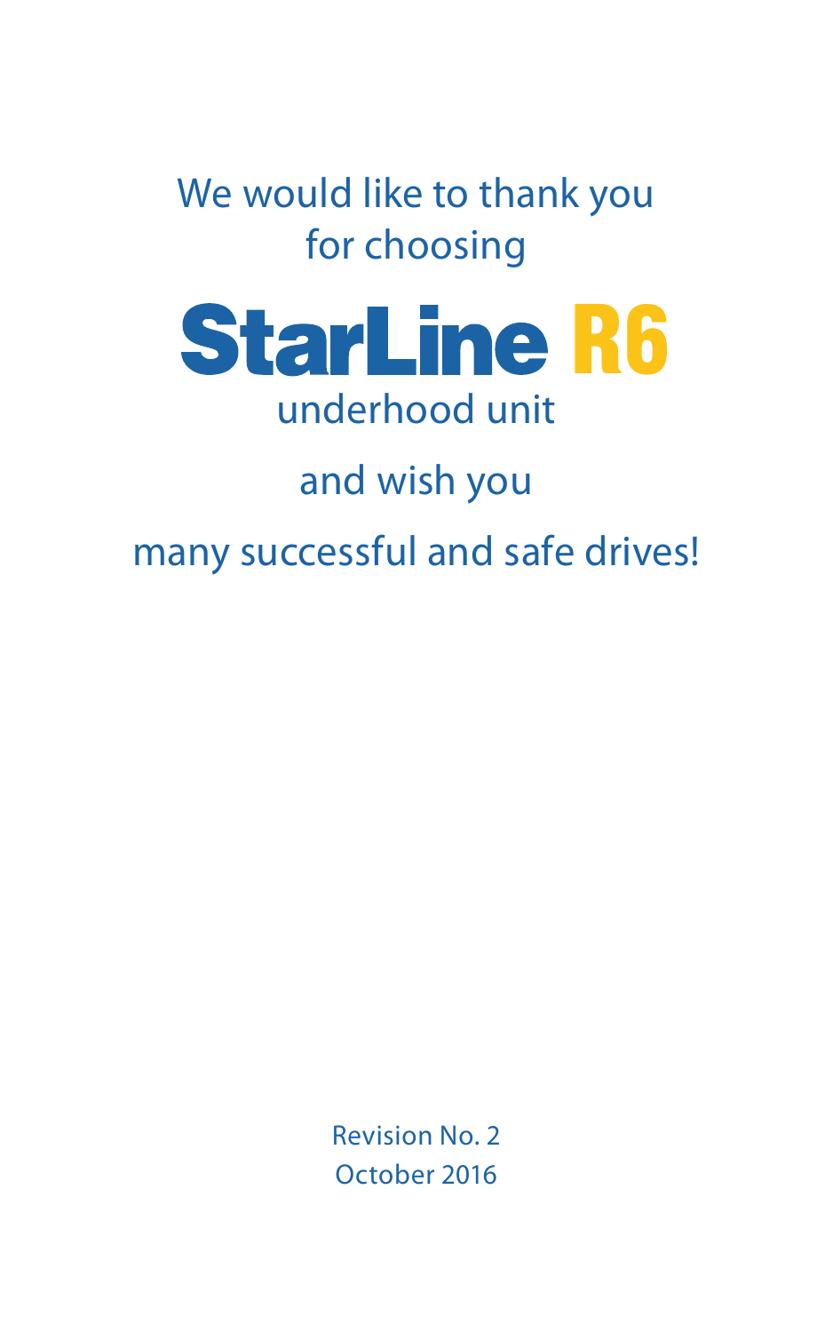We would like to thank you for choosing

# StarLine R6

underhood unit

and wish you

many successful and safe drives!

Revision No. 2
October 2016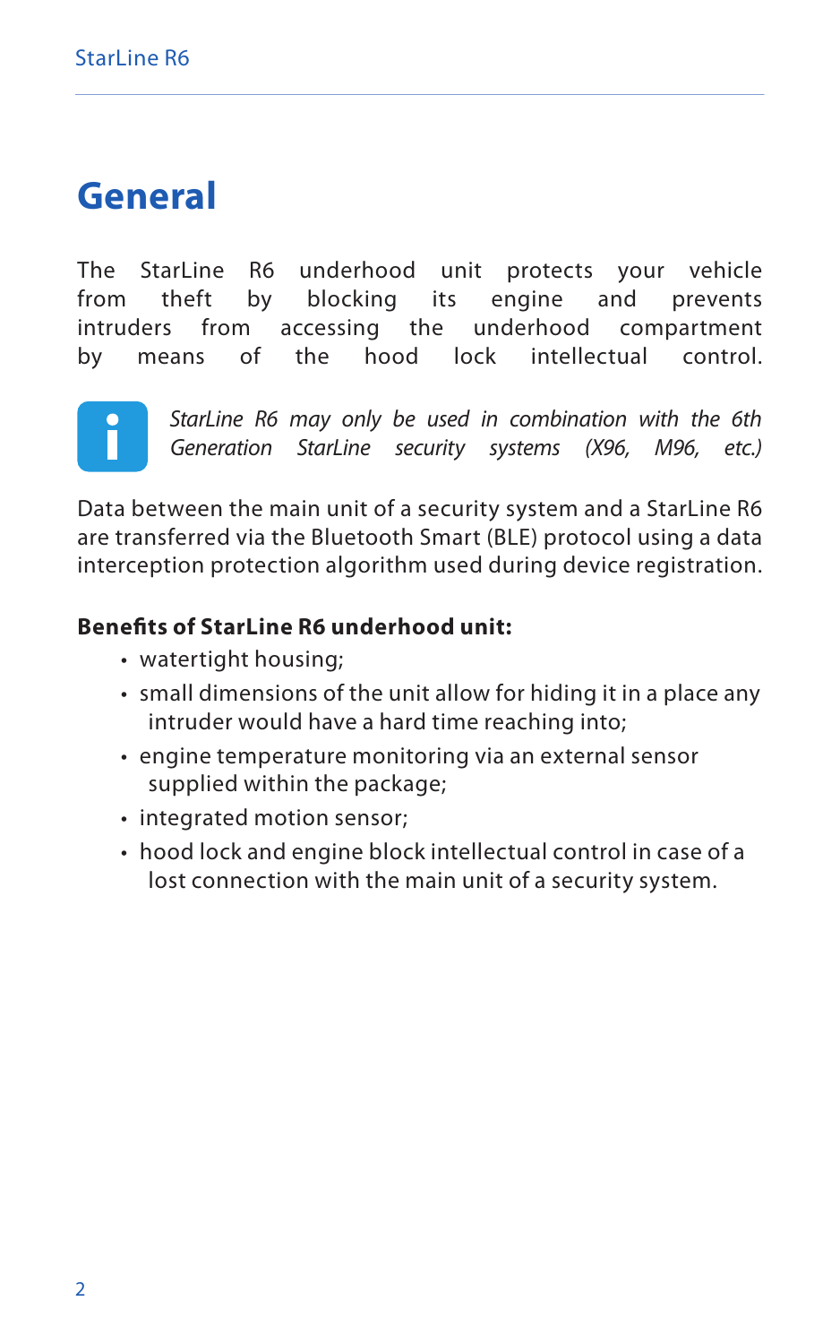# General

The StarLine R6 underhood unit protects your vehicle from theft by blocking its engine and prevents intruders from accessing the underhood compartment by means of the hood lock intellectual control.

*StarLine R6 may only be used in combination with the 6th Generation StarLine security systems (X96, M96, etc.)*

Data between the main unit of a security system and a StarLine R6 are transferred via the Bluetooth Smart (BLE) protocol using a data interception protection algorithm used during device registration.

**Benefits of StarLine R6 underhood unit:**

- watertight housing;
- small dimensions of the unit allow for hiding it in a place any intruder would have a hard time reaching into;
- engine temperature monitoring via an external sensor supplied within the package;
- integrated motion sensor;
- hood lock and engine block intellectual control in case of a lost connection with the main unit of a security system.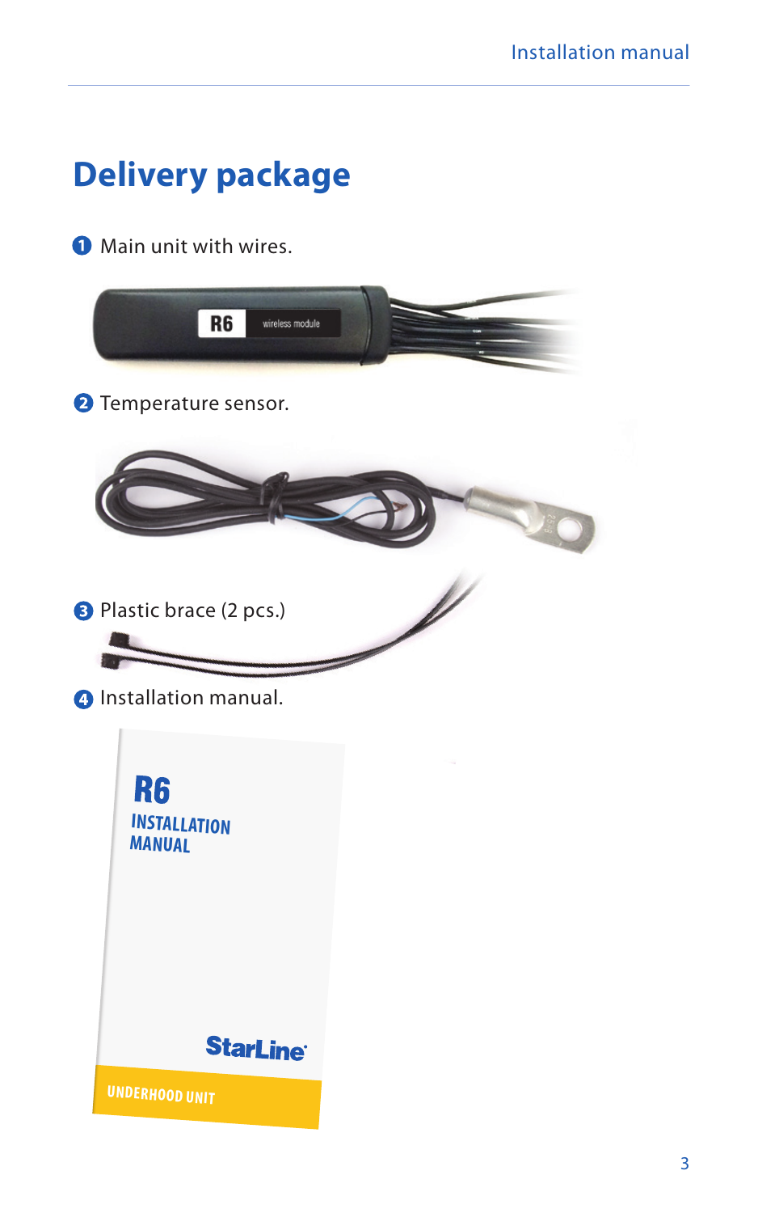# Delivery package

1. Main unit with wires.
2. Temperature sensor.
3. Plastic brace (2 pcs.)
4. Installation manual.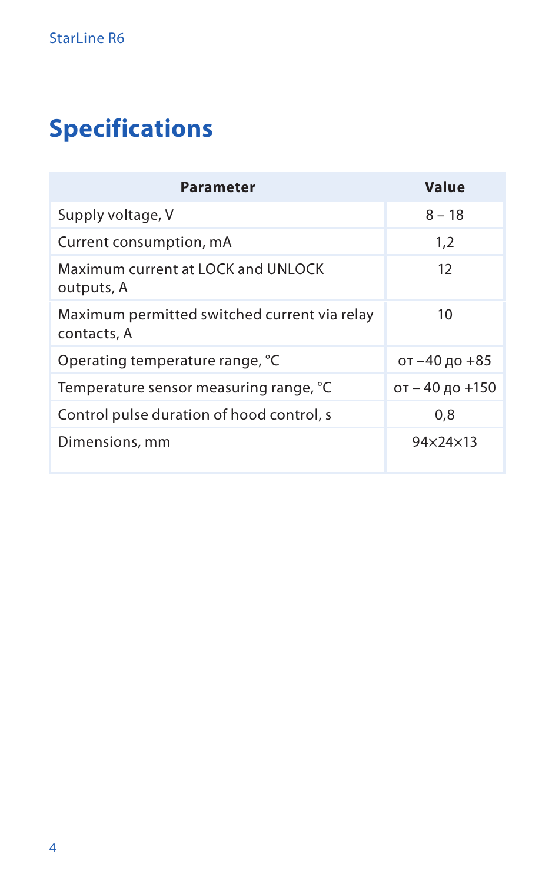# Specifications

| Parameter | Value |
|---|---|
| Supply voltage, V | 8 – 18 |
| Current consumption, mA | 1,2 |
| Maximum current at LOCK and UNLOCK outputs, A | 12 |
| Maximum permitted switched current via relay contacts, A | 10 |
| Operating temperature range, °C | от −40 до +85 |
| Temperature sensor measuring range, °C | от – 40 до +150 |
| Control pulse duration of hood control, s | 0,8 |
| Dimensions, mm | 94×24×13 |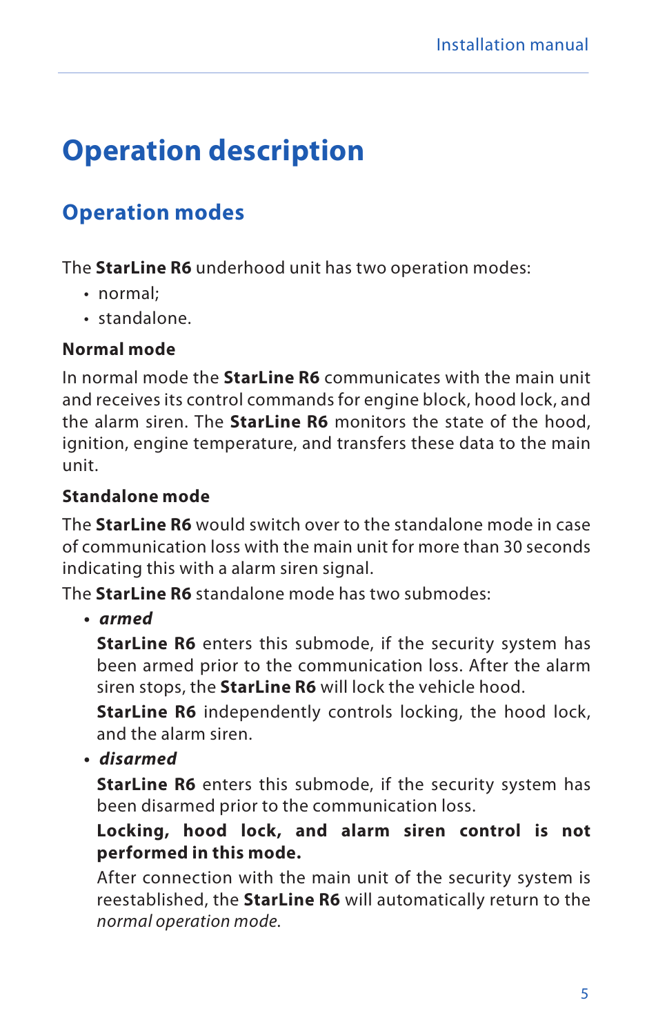# Operation description

## Operation modes

The **StarLine R6** underhood unit has two operation modes:

- normal;
- standalone.

### Normal mode

In normal mode the **StarLine R6** communicates with the main unit and receives its control commands for engine block, hood lock, and the alarm siren. The **StarLine R6** monitors the state of the hood, ignition, engine temperature, and transfers these data to the main unit.

### Standalone mode

The **StarLine R6** would switch over to the standalone mode in case of communication loss with the main unit for more than 30 seconds indicating this with a alarm siren signal.

The **StarLine R6** standalone mode has two submodes:

- ***armed***

  **StarLine R6** enters this submode, if the security system has been armed prior to the communication loss. After the alarm siren stops, the **StarLine R6** will lock the vehicle hood.

  **StarLine R6** independently controls locking, the hood lock, and the alarm siren.

- ***disarmed***

  **StarLine R6** enters this submode, if the security system has been disarmed prior to the communication loss.

  **Locking, hood lock, and alarm siren control is not performed in this mode.**

  After connection with the main unit of the security system is reestablished, the **StarLine R6** will automatically return to the *normal operation mode.*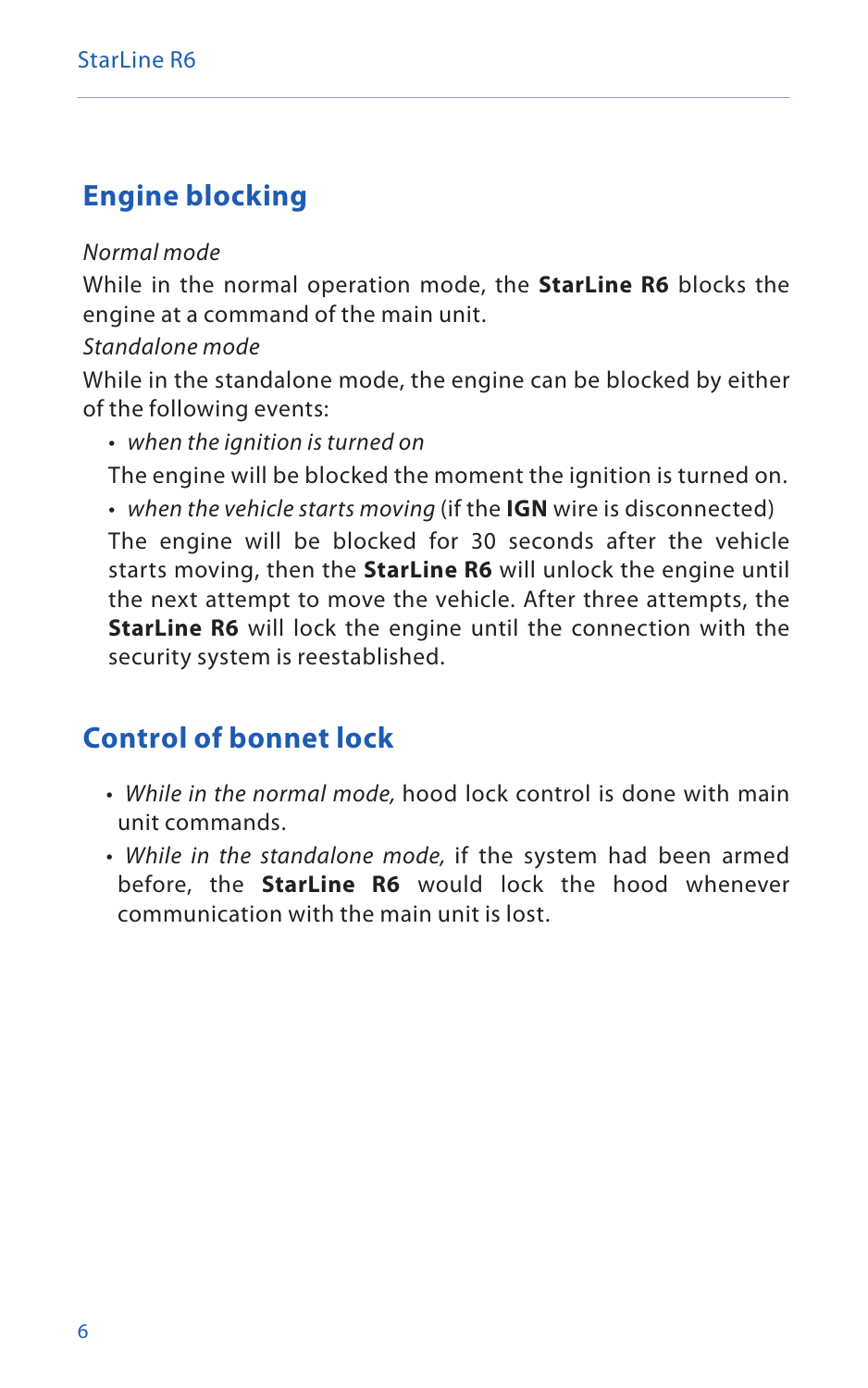## Engine blocking

*Normal mode*

While in the normal operation mode, the **StarLine R6** blocks the engine at a command of the main unit.

*Standalone mode*

While in the standalone mode, the engine can be blocked by either of the following events:

- *when the ignition is turned on*

  The engine will be blocked the moment the ignition is turned on.

- *when the vehicle starts moving* (if the **IGN** wire is disconnected)

  The engine will be blocked for 30 seconds after the vehicle starts moving, then the **StarLine R6** will unlock the engine until the next attempt to move the vehicle. After three attempts, the **StarLine R6** will lock the engine until the connection with the security system is reestablished.

## Control of bonnet lock

- *While in the normal mode,* hood lock control is done with main unit commands.
- *While in the standalone mode,* if the system had been armed before, the **StarLine R6** would lock the hood whenever communication with the main unit is lost.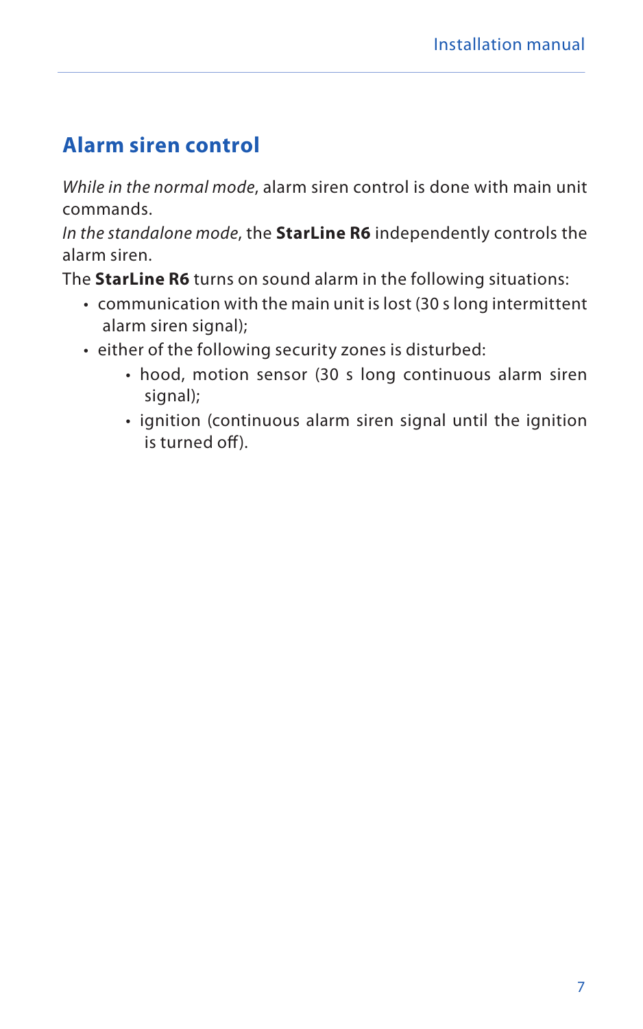## Alarm siren control

*While in the normal mode*, alarm siren control is done with main unit commands.

*In the standalone mode*, the **StarLine R6** independently controls the alarm siren.

The **StarLine R6** turns on sound alarm in the following situations:

- communication with the main unit is lost (30 s long intermittent alarm siren signal);
- either of the following security zones is disturbed:
    - hood, motion sensor (30 s long continuous alarm siren signal);
    - ignition (continuous alarm siren signal until the ignition is turned off).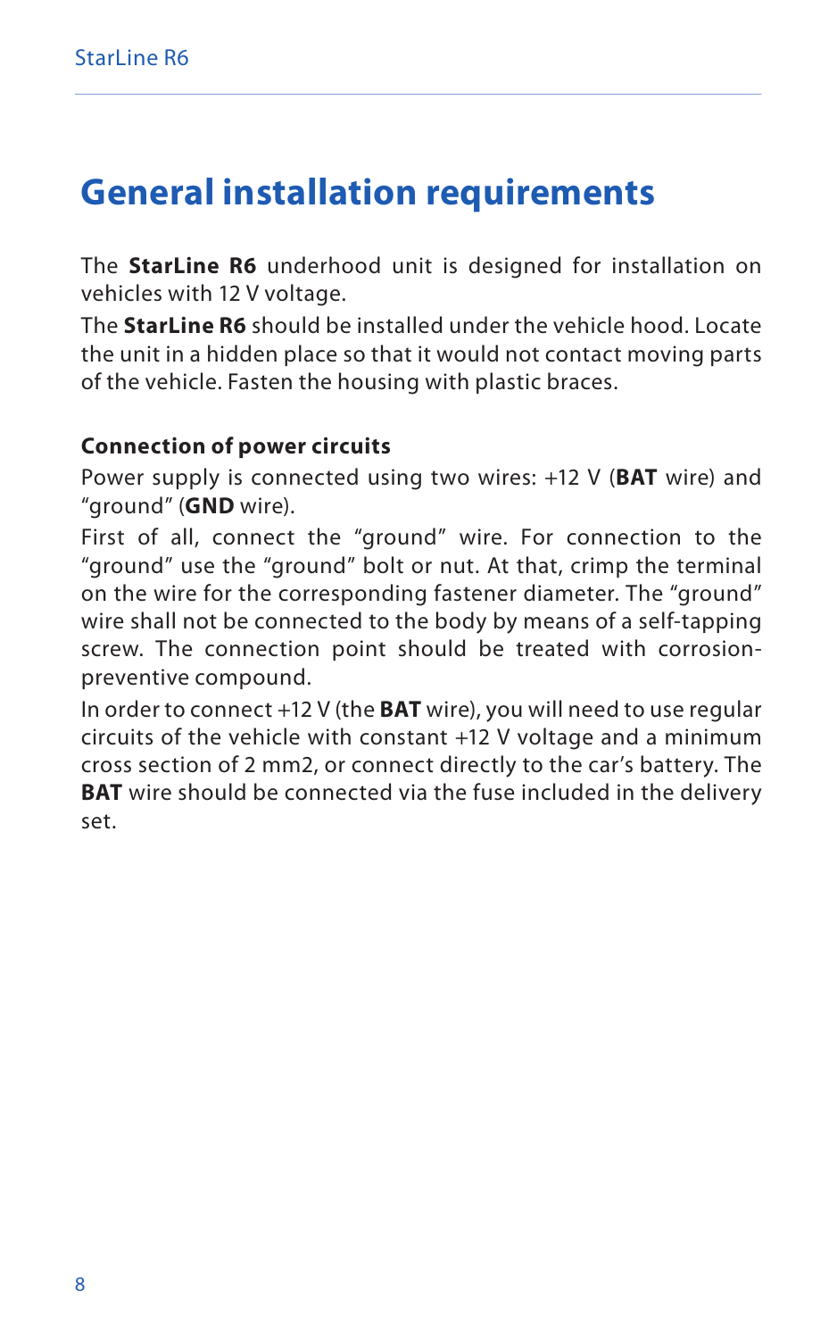# General installation requirements

The **StarLine R6** underhood unit is designed for installation on vehicles with 12 V voltage.

The **StarLine R6** should be installed under the vehicle hood. Locate the unit in a hidden place so that it would not contact moving parts of the vehicle. Fasten the housing with plastic braces.

### Connection of power circuits

Power supply is connected using two wires: +12 V (**BAT** wire) and "ground" (**GND** wire).

First of all, connect the "ground" wire. For connection to the "ground" use the "ground" bolt or nut. At that, crimp the terminal on the wire for the corresponding fastener diameter. The "ground" wire shall not be connected to the body by means of a self-tapping screw. The connection point should be treated with corrosion-preventive compound.

In order to connect +12 V (the **BAT** wire), you will need to use regular circuits of the vehicle with constant +12 V voltage and a minimum cross section of 2 mm2, or connect directly to the car's battery. The **BAT** wire should be connected via the fuse included in the delivery set.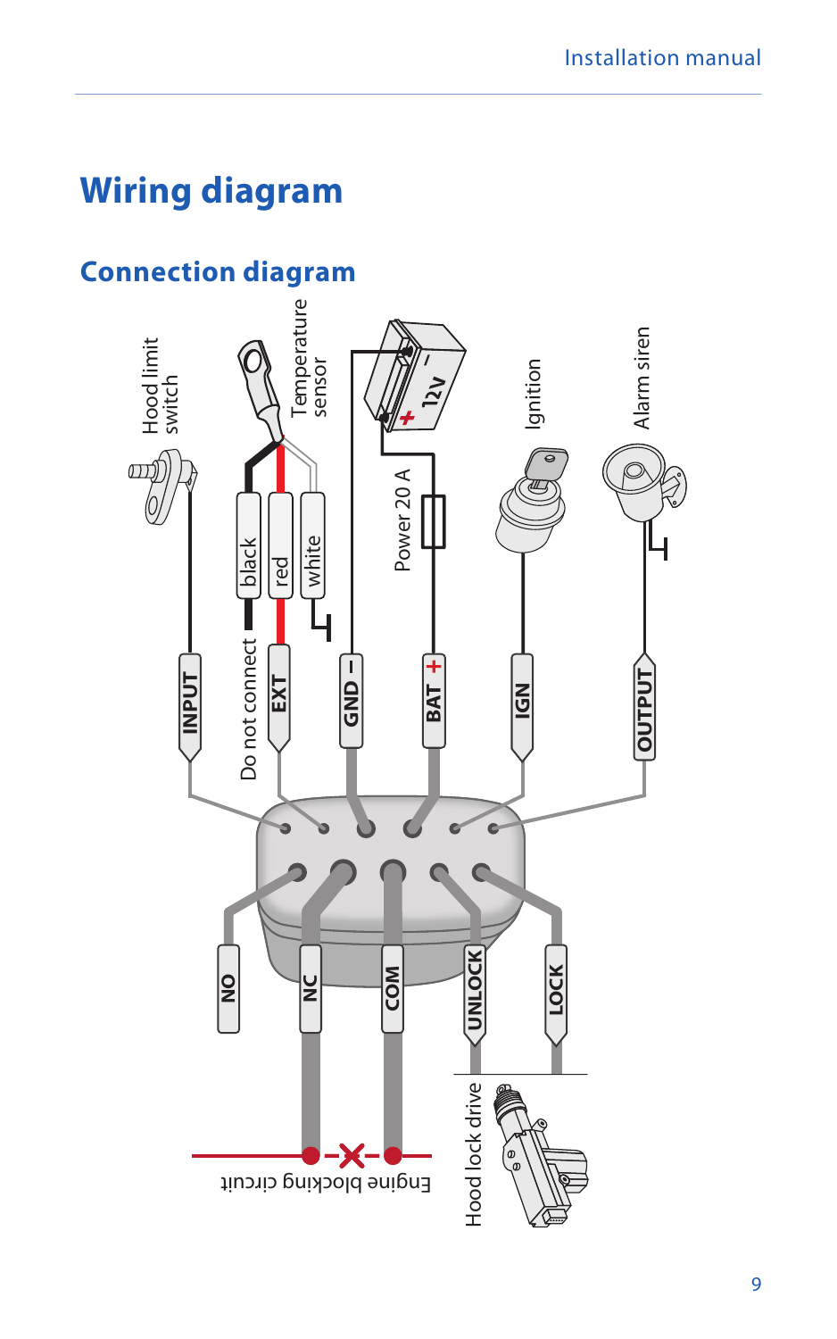# Wiring diagram

## Connection diagram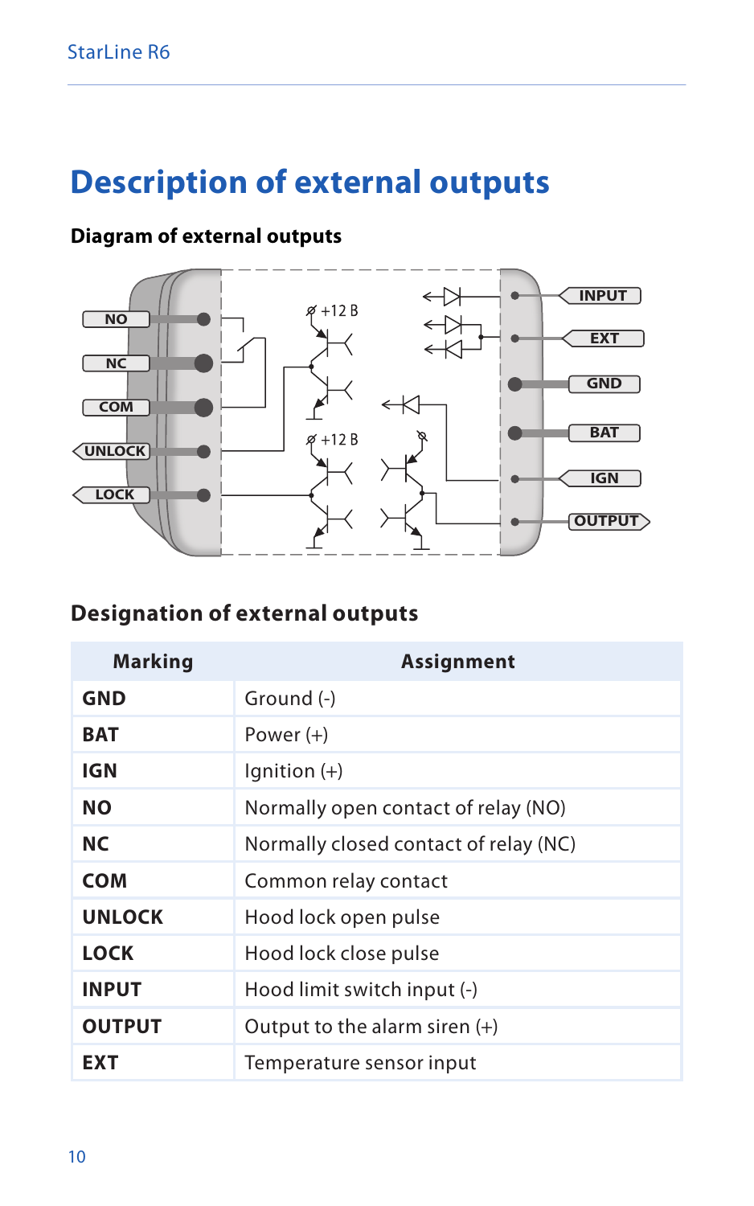# Description of external outputs

### Diagram of external outputs

### Designation of external outputs

| Marking | Assignment |
|---|---|
| GND | Ground (-) |
| BAT | Power (+) |
| IGN | Ignition (+) |
| NO | Normally open contact of relay (NO) |
| NC | Normally closed contact of relay (NC) |
| COM | Common relay contact |
| UNLOCK | Hood lock open pulse |
| LOCK | Hood lock close pulse |
| INPUT | Hood limit switch input (-) |
| OUTPUT | Output to the alarm siren (+) |
| EXT | Temperature sensor input |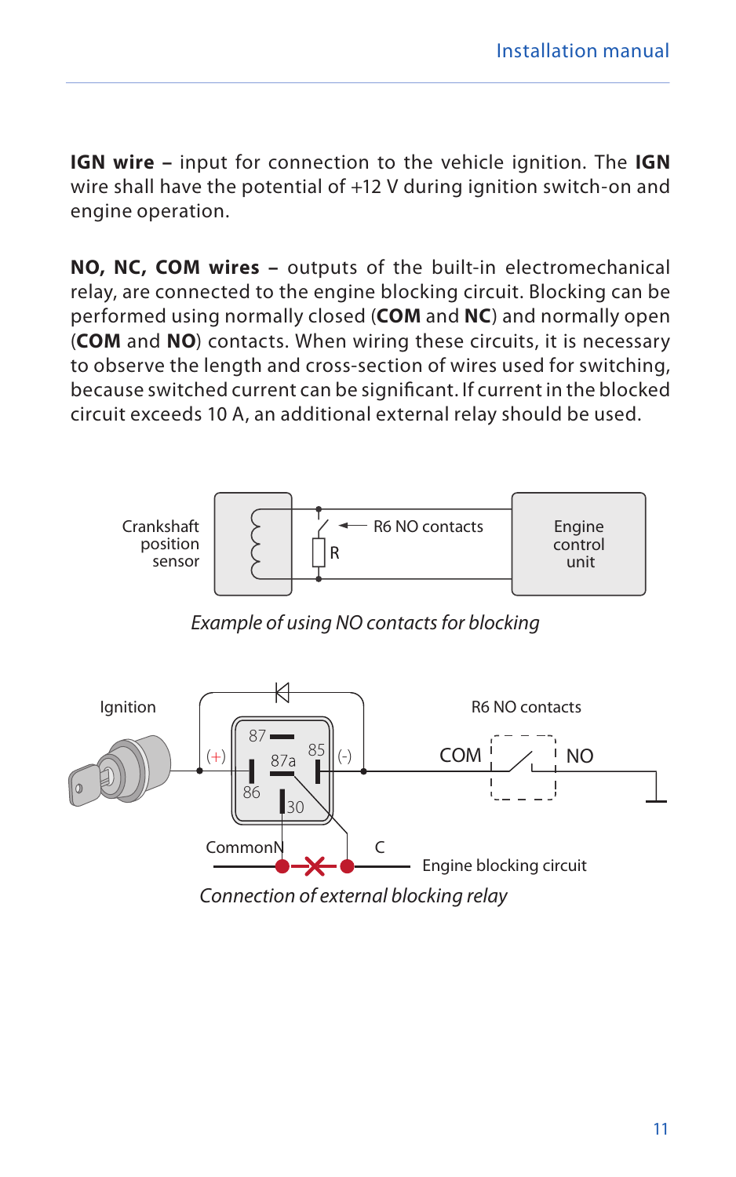**IGN wire –** input for connection to the vehicle ignition. The **IGN** wire shall have the potential of +12 V during ignition switch-on and engine operation.

**NO, NC, COM wires –** outputs of the built-in electromechanical relay, are connected to the engine blocking circuit. Blocking can be performed using normally closed (**COM** and **NC**) and normally open (**COM** and **NO**) contacts. When wiring these circuits, it is necessary to observe the length and cross-section of wires used for switching, because switched current can be significant. If current in the blocked circuit exceeds 10 A, an additional external relay should be used.

*Example of using NO contacts for blocking*

*Connection of external blocking relay*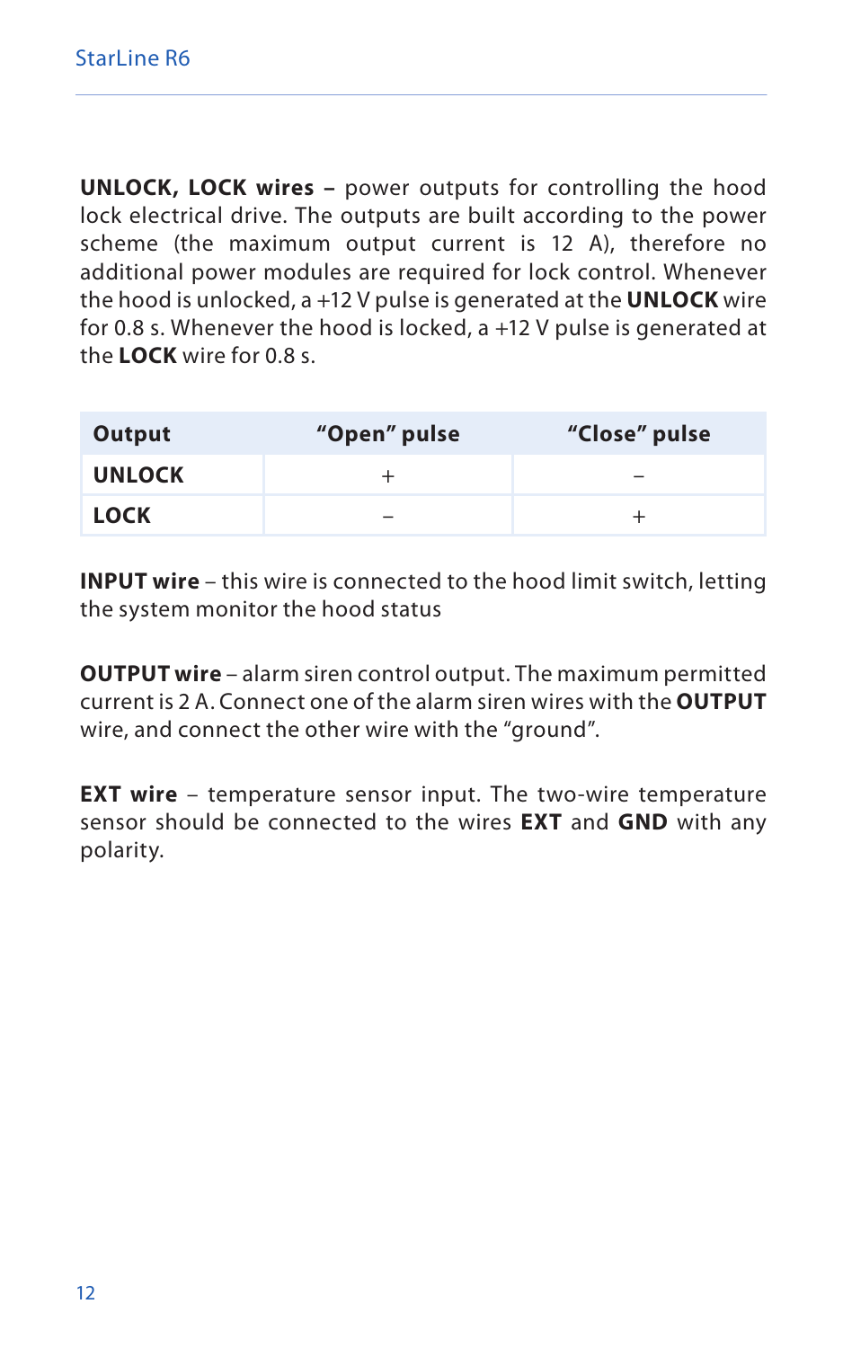**UNLOCK, LOCK wires –** power outputs for controlling the hood lock electrical drive. The outputs are built according to the power scheme (the maximum output current is 12 A), therefore no additional power modules are required for lock control. Whenever the hood is unlocked, a +12 V pulse is generated at the **UNLOCK** wire for 0.8 s. Whenever the hood is locked, a +12 V pulse is generated at the **LOCK** wire for 0.8 s.

| Output | "Open" pulse | "Close" pulse |
|---|---|---|
| **UNLOCK** | + | – |
| **LOCK** | – | + |

**INPUT wire** – this wire is connected to the hood limit switch, letting the system monitor the hood status

**OUTPUT wire** – alarm siren control output. The maximum permitted current is 2 A. Connect one of the alarm siren wires with the **OUTPUT** wire, and connect the other wire with the "ground".

**EXT wire** – temperature sensor input. The two-wire temperature sensor should be connected to the wires **EXT** and **GND** with any polarity.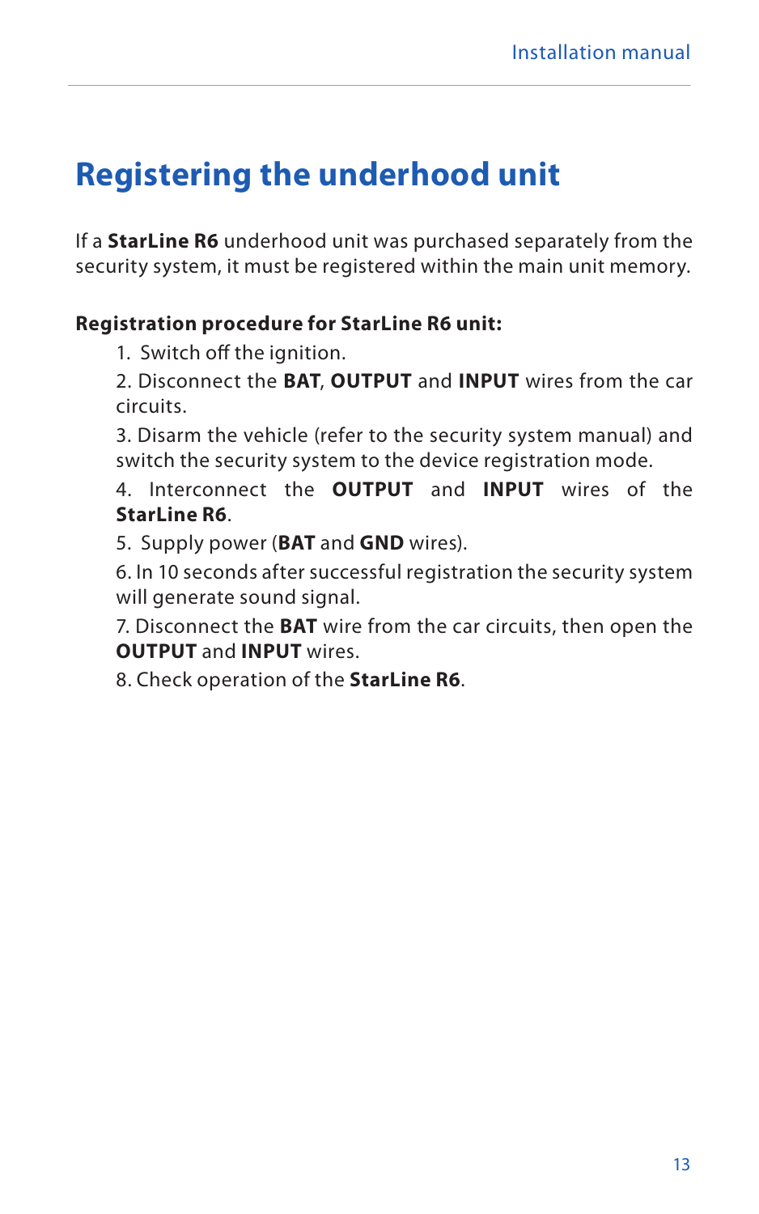# Registering the underhood unit

If a **StarLine R6** underhood unit was purchased separately from the security system, it must be registered within the main unit memory.

**Registration procedure for StarLine R6 unit:**

1. Switch off the ignition.
2. Disconnect the **BAT**, **OUTPUT** and **INPUT** wires from the car circuits.
3. Disarm the vehicle (refer to the security system manual) and switch the security system to the device registration mode.
4. Interconnect the **OUTPUT** and **INPUT** wires of the **StarLine R6**.
5. Supply power (**BAT** and **GND** wires).
6. In 10 seconds after successful registration the security system will generate sound signal.
7. Disconnect the **BAT** wire from the car circuits, then open the **OUTPUT** and **INPUT** wires.
8. Check operation of the **StarLine R6**.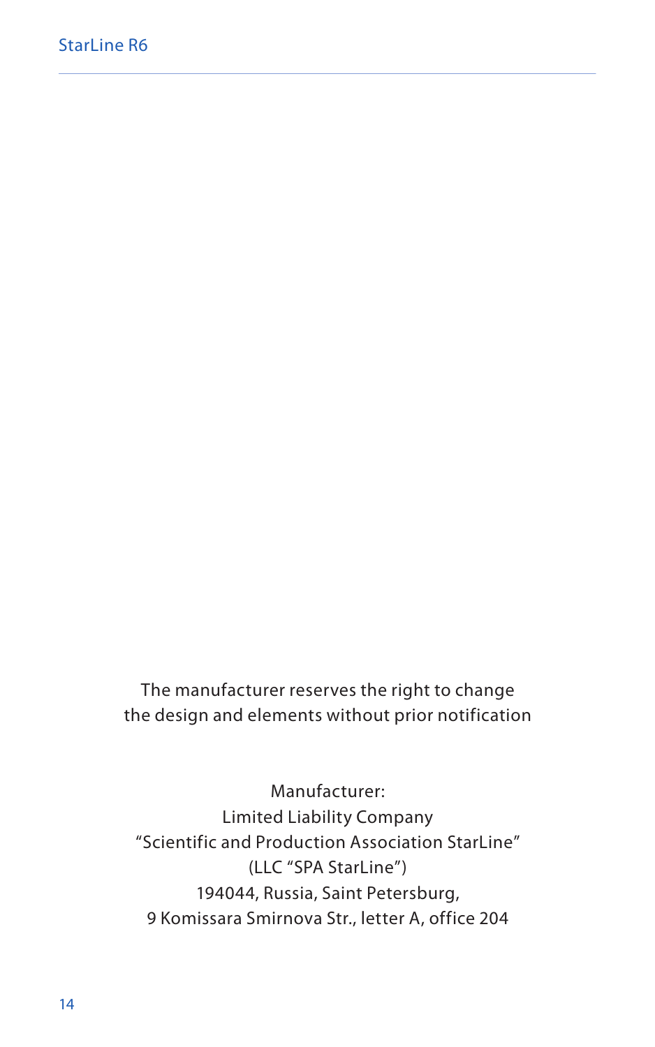The manufacturer reserves the right to change
the design and elements without prior notification

Manufacturer:
Limited Liability Company
“Scientific and Production Association StarLine”
(LLC “SPA StarLine”)
194044, Russia, Saint Petersburg,
9 Komissara Smirnova Str., letter A, office 204